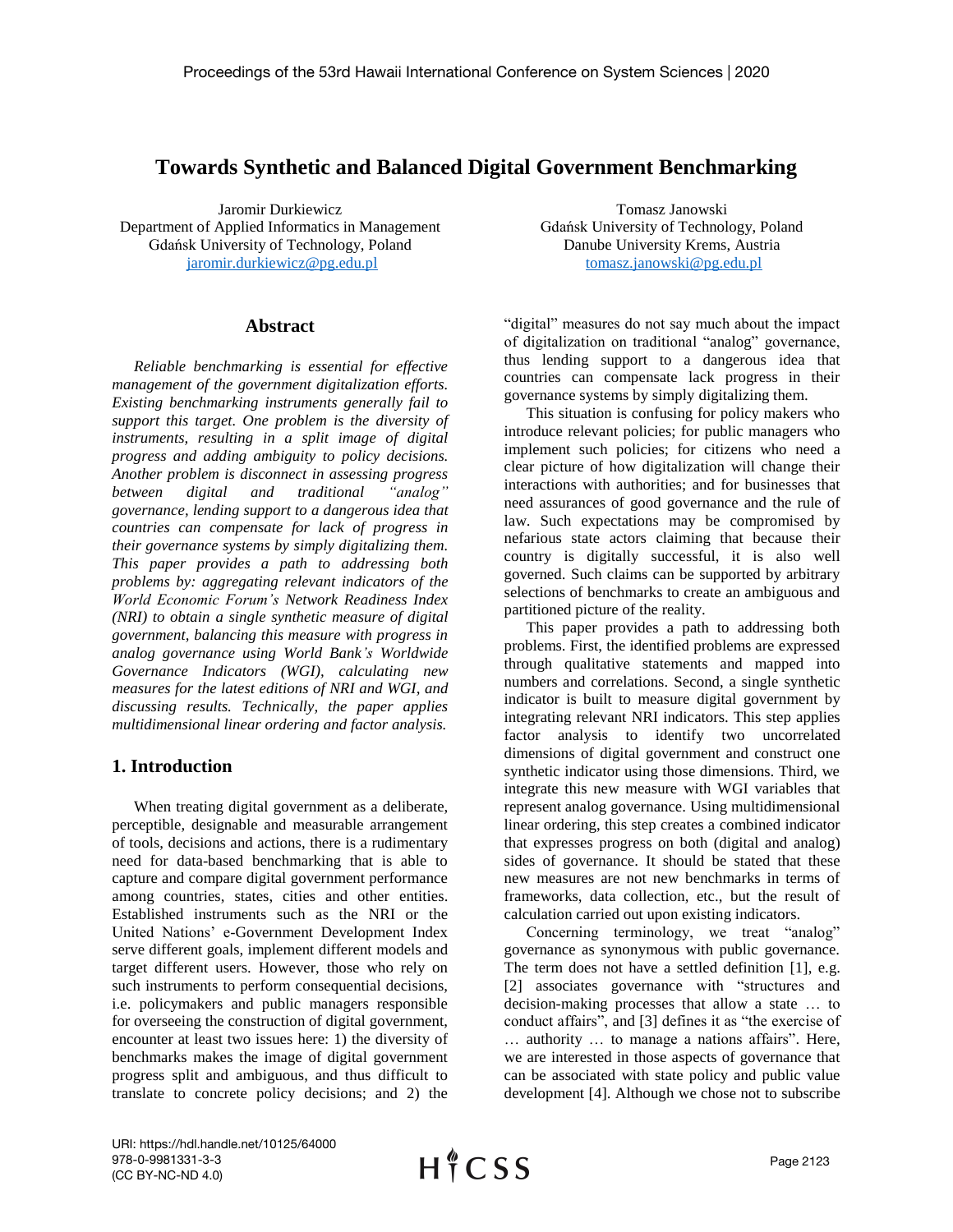# Towards Synthetic and Balanced Digital Government Benchmarking

Jaromir Durkiewicz
Department of Applied Informatics in Management
Gdańsk University of Technology, Poland
jaromir.durkiewicz@pg.edu.pl

Tomasz Janowski
Gdańsk University of Technology, Poland
Danube University Krems, Austria
tomasz.janowski@pg.edu.pl

## Abstract

*Reliable benchmarking is essential for effective management of the government digitalization efforts. Existing benchmarking instruments generally fail to support this target. One problem is the diversity of instruments, resulting in a split image of digital progress and adding ambiguity to policy decisions. Another problem is disconnect in assessing progress between digital and traditional "analog" governance, lending support to a dangerous idea that countries can compensate for lack of progress in their governance systems by simply digitalizing them. This paper provides a path to addressing both problems by: aggregating relevant indicators of the World Economic Forum's Network Readiness Index (NRI) to obtain a single synthetic measure of digital government, balancing this measure with progress in analog governance using World Bank's Worldwide Governance Indicators (WGI), calculating new measures for the latest editions of NRI and WGI, and discussing results. Technically, the paper applies multidimensional linear ordering and factor analysis.*

## 1. Introduction

When treating digital government as a deliberate, perceptible, designable and measurable arrangement of tools, decisions and actions, there is a rudimentary need for data-based benchmarking that is able to capture and compare digital government performance among countries, states, cities and other entities. Established instruments such as the NRI or the United Nations' e-Government Development Index serve different goals, implement different models and target different users. However, those who rely on such instruments to perform consequential decisions, i.e. policymakers and public managers responsible for overseeing the construction of digital government, encounter at least two issues here: 1) the diversity of benchmarks makes the image of digital government progress split and ambiguous, and thus difficult to translate to concrete policy decisions; and 2) the "digital" measures do not say much about the impact of digitalization on traditional "analog" governance, thus lending support to a dangerous idea that countries can compensate lack progress in their governance systems by simply digitalizing them.

This situation is confusing for policy makers who introduce relevant policies; for public managers who implement such policies; for citizens who need a clear picture of how digitalization will change their interactions with authorities; and for businesses that need assurances of good governance and the rule of law. Such expectations may be compromised by nefarious state actors claiming that because their country is digitally successful, it is also well governed. Such claims can be supported by arbitrary selections of benchmarks to create an ambiguous and partitioned picture of the reality.

This paper provides a path to addressing both problems. First, the identified problems are expressed through qualitative statements and mapped into numbers and correlations. Second, a single synthetic indicator is built to measure digital government by integrating relevant NRI indicators. This step applies factor analysis to identify two uncorrelated dimensions of digital government and construct one synthetic indicator using those dimensions. Third, we integrate this new measure with WGI variables that represent analog governance. Using multidimensional linear ordering, this step creates a combined indicator that expresses progress on both (digital and analog) sides of governance. It should be stated that these new measures are not new benchmarks in terms of frameworks, data collection, etc., but the result of calculation carried out upon existing indicators.

Concerning terminology, we treat "analog" governance as synonymous with public governance. The term does not have a settled definition [1], e.g. [2] associates governance with "structures and decision-making processes that allow a state … to conduct affairs", and [3] defines it as "the exercise of … authority … to manage a nations affairs". Here, we are interested in those aspects of governance that can be associated with state policy and public value development [4]. Although we chose not to subscribe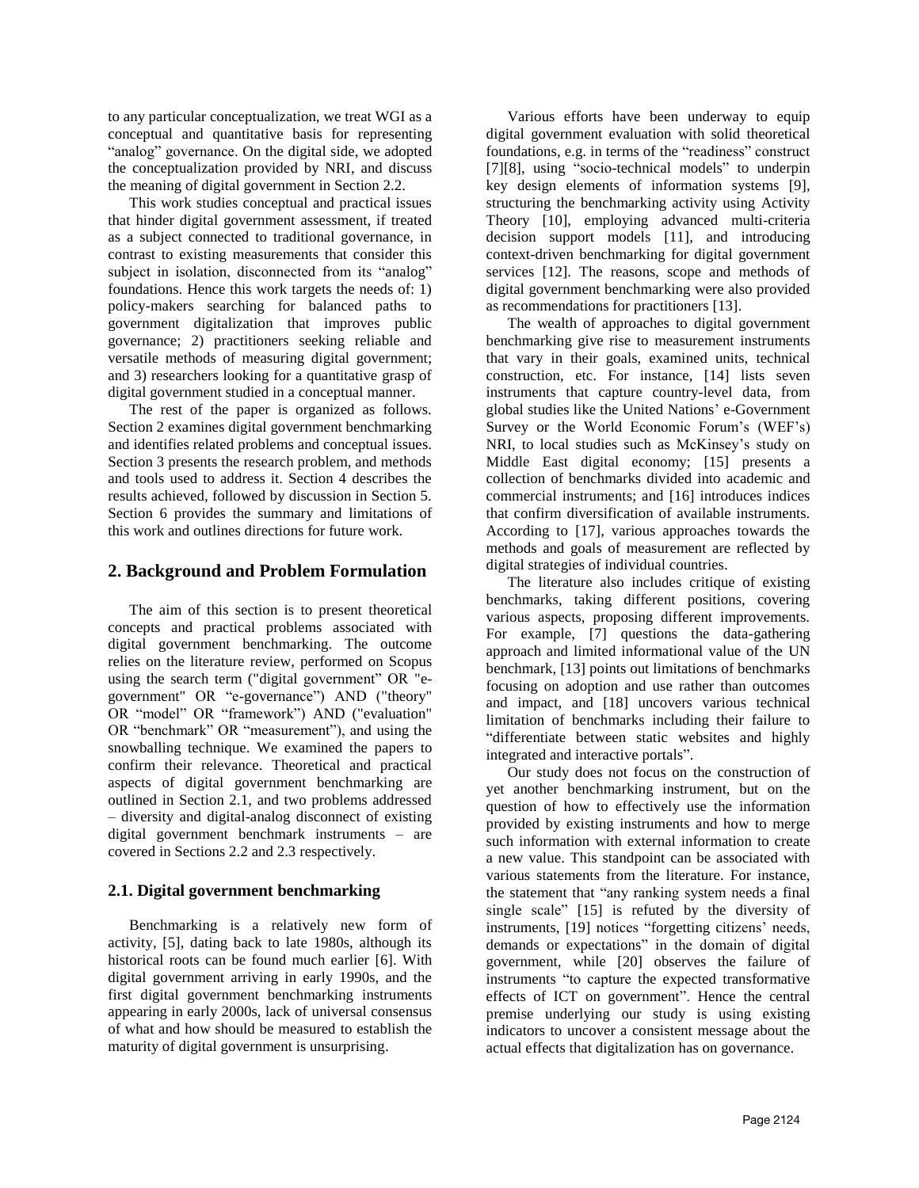to any particular conceptualization, we treat WGI as a conceptual and quantitative basis for representing "analog" governance. On the digital side, we adopted the conceptualization provided by NRI, and discuss the meaning of digital government in Section 2.2.

This work studies conceptual and practical issues that hinder digital government assessment, if treated as a subject connected to traditional governance, in contrast to existing measurements that consider this subject in isolation, disconnected from its "analog" foundations. Hence this work targets the needs of: 1) policy-makers searching for balanced paths to government digitalization that improves public governance; 2) practitioners seeking reliable and versatile methods of measuring digital government; and 3) researchers looking for a quantitative grasp of digital government studied in a conceptual manner.

The rest of the paper is organized as follows. Section 2 examines digital government benchmarking and identifies related problems and conceptual issues. Section 3 presents the research problem, and methods and tools used to address it. Section 4 describes the results achieved, followed by discussion in Section 5. Section 6 provides the summary and limitations of this work and outlines directions for future work.

## 2. Background and Problem Formulation

The aim of this section is to present theoretical concepts and practical problems associated with digital government benchmarking. The outcome relies on the literature review, performed on Scopus using the search term ("digital government" OR "e-government" OR "e-governance") AND ("theory" OR "model" OR "framework") AND ("evaluation" OR "benchmark" OR "measurement"), and using the snowballing technique. We examined the papers to confirm their relevance. Theoretical and practical aspects of digital government benchmarking are outlined in Section 2.1, and two problems addressed – diversity and digital-analog disconnect of existing digital government benchmark instruments – are covered in Sections 2.2 and 2.3 respectively.

### 2.1. Digital government benchmarking

Benchmarking is a relatively new form of activity, [5], dating back to late 1980s, although its historical roots can be found much earlier [6]. With digital government arriving in early 1990s, and the first digital government benchmarking instruments appearing in early 2000s, lack of universal consensus of what and how should be measured to establish the maturity of digital government is unsurprising.

Various efforts have been underway to equip digital government evaluation with solid theoretical foundations, e.g. in terms of the "readiness" construct [7][8], using "socio-technical models" to underpin key design elements of information systems [9], structuring the benchmarking activity using Activity Theory [10], employing advanced multi-criteria decision support models [11], and introducing context-driven benchmarking for digital government services [12]. The reasons, scope and methods of digital government benchmarking were also provided as recommendations for practitioners [13].

The wealth of approaches to digital government benchmarking give rise to measurement instruments that vary in their goals, examined units, technical construction, etc. For instance, [14] lists seven instruments that capture country-level data, from global studies like the United Nations' e-Government Survey or the World Economic Forum's (WEF's) NRI, to local studies such as McKinsey's study on Middle East digital economy; [15] presents a collection of benchmarks divided into academic and commercial instruments; and [16] introduces indices that confirm diversification of available instruments. According to [17], various approaches towards the methods and goals of measurement are reflected by digital strategies of individual countries.

The literature also includes critique of existing benchmarks, taking different positions, covering various aspects, proposing different improvements. For example, [7] questions the data-gathering approach and limited informational value of the UN benchmark, [13] points out limitations of benchmarks focusing on adoption and use rather than outcomes and impact, and [18] uncovers various technical limitation of benchmarks including their failure to "differentiate between static websites and highly integrated and interactive portals".

Our study does not focus on the construction of yet another benchmarking instrument, but on the question of how to effectively use the information provided by existing instruments and how to merge such information with external information to create a new value. This standpoint can be associated with various statements from the literature. For instance, the statement that "any ranking system needs a final single scale" [15] is refuted by the diversity of instruments, [19] notices "forgetting citizens' needs, demands or expectations" in the domain of digital government, while [20] observes the failure of instruments "to capture the expected transformative effects of ICT on government". Hence the central premise underlying our study is using existing indicators to uncover a consistent message about the actual effects that digitalization has on governance.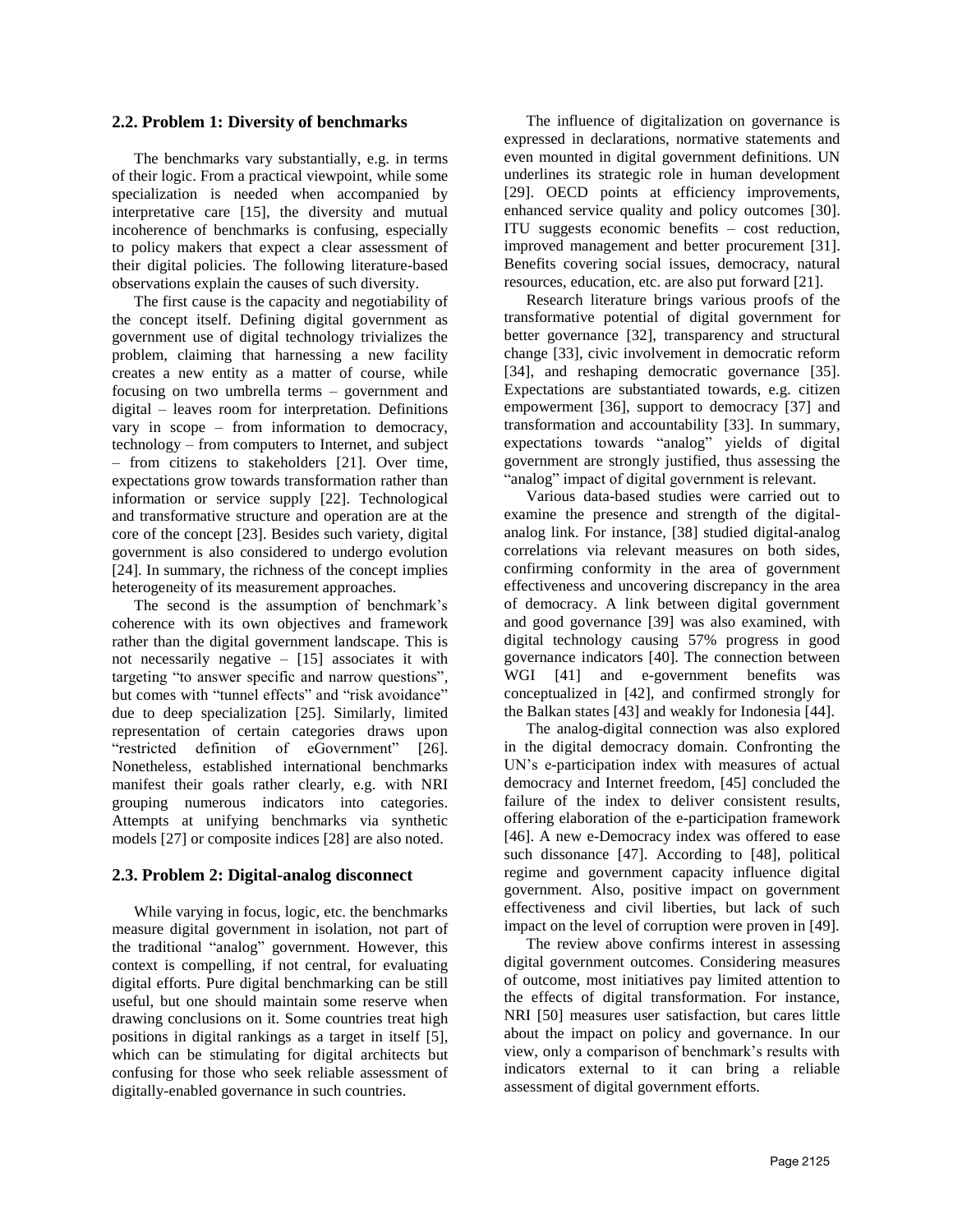## 2.2. Problem 1: Diversity of benchmarks

The benchmarks vary substantially, e.g. in terms of their logic. From a practical viewpoint, while some specialization is needed when accompanied by interpretative care [15], the diversity and mutual incoherence of benchmarks is confusing, especially to policy makers that expect a clear assessment of their digital policies. The following literature-based observations explain the causes of such diversity.

The first cause is the capacity and negotiability of the concept itself. Defining digital government as government use of digital technology trivializes the problem, claiming that harnessing a new facility creates a new entity as a matter of course, while focusing on two umbrella terms – government and digital – leaves room for interpretation. Definitions vary in scope – from information to democracy, technology – from computers to Internet, and subject – from citizens to stakeholders [21]. Over time, expectations grow towards transformation rather than information or service supply [22]. Technological and transformative structure and operation are at the core of the concept [23]. Besides such variety, digital government is also considered to undergo evolution [24]. In summary, the richness of the concept implies heterogeneity of its measurement approaches.

The second is the assumption of benchmark's coherence with its own objectives and framework rather than the digital government landscape. This is not necessarily negative – [15] associates it with targeting "to answer specific and narrow questions", but comes with "tunnel effects" and "risk avoidance" due to deep specialization [25]. Similarly, limited representation of certain categories draws upon "restricted definition of eGovernment" [26]. Nonetheless, established international benchmarks manifest their goals rather clearly, e.g. with NRI grouping numerous indicators into categories. Attempts at unifying benchmarks via synthetic models [27] or composite indices [28] are also noted.

## 2.3. Problem 2: Digital-analog disconnect

While varying in focus, logic, etc. the benchmarks measure digital government in isolation, not part of the traditional "analog" government. However, this context is compelling, if not central, for evaluating digital efforts. Pure digital benchmarking can be still useful, but one should maintain some reserve when drawing conclusions on it. Some countries treat high positions in digital rankings as a target in itself [5], which can be stimulating for digital architects but confusing for those who seek reliable assessment of digitally-enabled governance in such countries.

The influence of digitalization on governance is expressed in declarations, normative statements and even mounted in digital government definitions. UN underlines its strategic role in human development [29]. OECD points at efficiency improvements, enhanced service quality and policy outcomes [30]. ITU suggests economic benefits – cost reduction, improved management and better procurement [31]. Benefits covering social issues, democracy, natural resources, education, etc. are also put forward [21].

Research literature brings various proofs of the transformative potential of digital government for better governance [32], transparency and structural change [33], civic involvement in democratic reform [34], and reshaping democratic governance [35]. Expectations are substantiated towards, e.g. citizen empowerment [36], support to democracy [37] and transformation and accountability [33]. In summary, expectations towards "analog" yields of digital government are strongly justified, thus assessing the "analog" impact of digital government is relevant.

Various data-based studies were carried out to examine the presence and strength of the digital-analog link. For instance, [38] studied digital-analog correlations via relevant measures on both sides, confirming conformity in the area of government effectiveness and uncovering discrepancy in the area of democracy. A link between digital government and good governance [39] was also examined, with digital technology causing 57% progress in good governance indicators [40]. The connection between WGI [41] and e-government benefits was conceptualized in [42], and confirmed strongly for the Balkan states [43] and weakly for Indonesia [44].

The analog-digital connection was also explored in the digital democracy domain. Confronting the UN's e-participation index with measures of actual democracy and Internet freedom, [45] concluded the failure of the index to deliver consistent results, offering elaboration of the e-participation framework [46]. A new e-Democracy index was offered to ease such dissonance [47]. According to [48], political regime and government capacity influence digital government. Also, positive impact on government effectiveness and civil liberties, but lack of such impact on the level of corruption were proven in [49].

The review above confirms interest in assessing digital government outcomes. Considering measures of outcome, most initiatives pay limited attention to the effects of digital transformation. For instance, NRI [50] measures user satisfaction, but cares little about the impact on policy and governance. In our view, only a comparison of benchmark's results with indicators external to it can bring a reliable assessment of digital government efforts.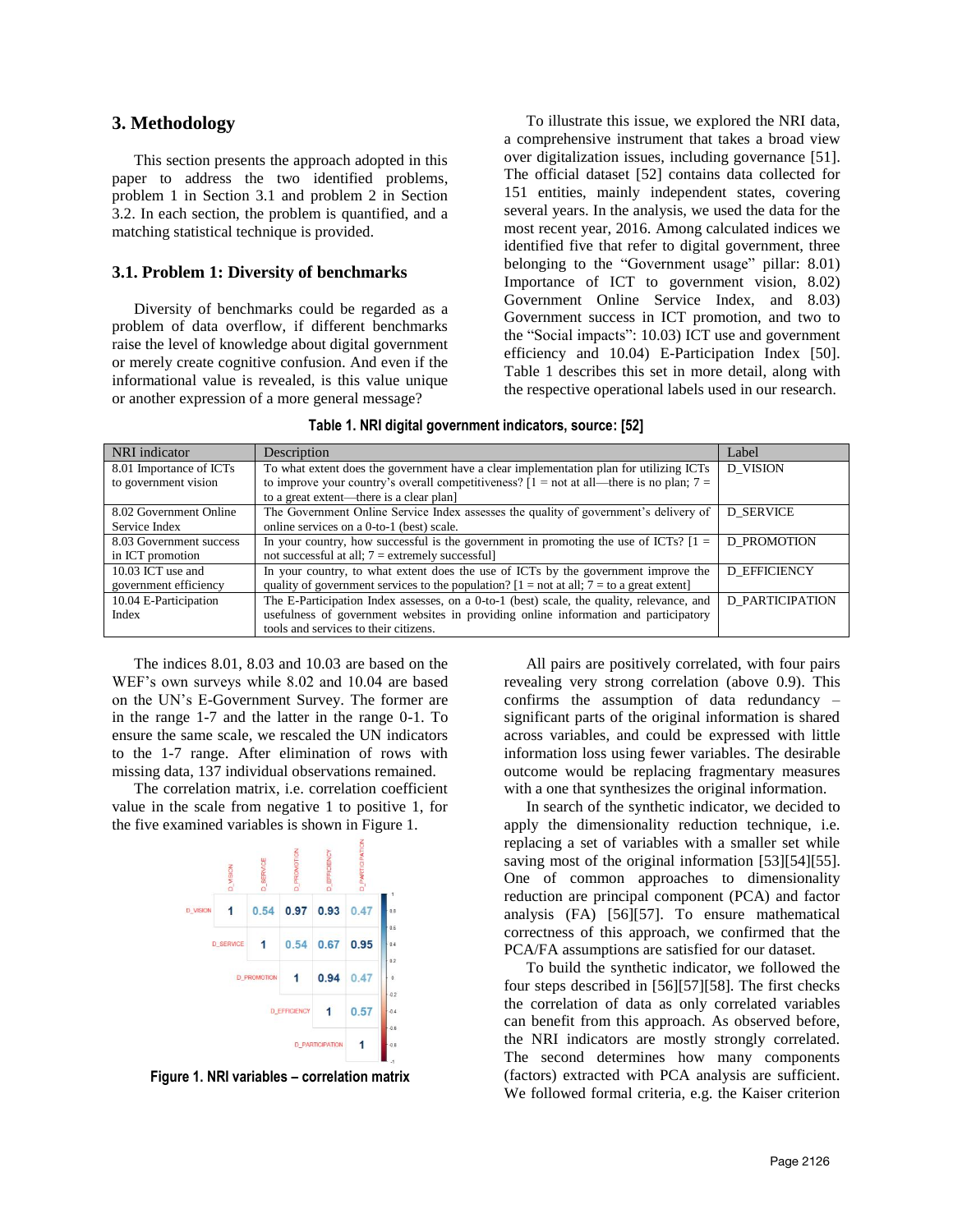## 3. Methodology

This section presents the approach adopted in this paper to address the two identified problems, problem 1 in Section 3.1 and problem 2 in Section 3.2. In each section, the problem is quantified, and a matching statistical technique is provided.

### 3.1. Problem 1: Diversity of benchmarks

Diversity of benchmarks could be regarded as a problem of data overflow, if different benchmarks raise the level of knowledge about digital government or merely create cognitive confusion. And even if the informational value is revealed, is this value unique or another expression of a more general message?

To illustrate this issue, we explored the NRI data, a comprehensive instrument that takes a broad view over digitalization issues, including governance [51]. The official dataset [52] contains data collected for 151 entities, mainly independent states, covering several years. In the analysis, we used the data for the most recent year, 2016. Among calculated indices we identified five that refer to digital government, three belonging to the "Government usage" pillar: 8.01) Importance of ICT to government vision, 8.02) Government Online Service Index, and 8.03) Government success in ICT promotion, and two to the "Social impacts": 10.03) ICT use and government efficiency and 10.04) E-Participation Index [50]. Table 1 describes this set in more detail, along with the respective operational labels used in our research.

**Table 1. NRI digital government indicators, source: [52]**

| NRI indicator | Description | Label |
|---|---|---|
| 8.01 Importance of ICTs to government vision | To what extent does the government have a clear implementation plan for utilizing ICTs to improve your country's overall competitiveness? [1 = not at all—there is no plan; 7 = to a great extent—there is a clear plan] | D_VISION |
| 8.02 Government Online Service Index | The Government Online Service Index assesses the quality of government's delivery of online services on a 0-to-1 (best) scale. | D_SERVICE |
| 8.03 Government success in ICT promotion | In your country, how successful is the government in promoting the use of ICTs? [1 = not successful at all; 7 = extremely successful] | D_PROMOTION |
| 10.03 ICT use and government efficiency | In your country, to what extent does the use of ICTs by the government improve the quality of government services to the population? [1 = not at all; 7 = to a great extent] | D_EFFICIENCY |
| 10.04 E-Participation Index | The E-Participation Index assesses, on a 0-to-1 (best) scale, the quality, relevance, and usefulness of government websites in providing online information and participatory tools and services to their citizens. | D_PARTICIPATION |

The indices 8.01, 8.03 and 10.03 are based on the WEF's own surveys while 8.02 and 10.04 are based on the UN's E-Government Survey. The former are in the range 1-7 and the latter in the range 0-1. To ensure the same scale, we rescaled the UN indicators to the 1-7 range. After elimination of rows with missing data, 137 individual observations remained.

The correlation matrix, i.e. correlation coefficient value in the scale from negative 1 to positive 1, for the five examined variables is shown in Figure 1.

| | D_VISION | D_SERVICE | D_PROMOTION | D_EFFICIENCY | D_PARTICIPATION |
|---|---|---|---|---|---|
| D_VISION | 1 | 0.54 | 0.97 | 0.93 | 0.47 |
| D_SERVICE | | 1 | 0.54 | 0.67 | 0.95 |
| D_PROMOTION | | | 1 | 0.94 | 0.47 |
| D_EFFICIENCY | | | | 1 | 0.57 |
| D_PARTICIPATION | | | | | 1 |

**Figure 1. NRI variables – correlation matrix**

All pairs are positively correlated, with four pairs revealing very strong correlation (above 0.9). This confirms the assumption of data redundancy – significant parts of the original information is shared across variables, and could be expressed with little information loss using fewer variables. The desirable outcome would be replacing fragmentary measures with a one that synthesizes the original information.

In search of the synthetic indicator, we decided to apply the dimensionality reduction technique, i.e. replacing a set of variables with a smaller set while saving most of the original information [53][54][55]. One of common approaches to dimensionality reduction are principal component (PCA) and factor analysis (FA) [56][57]. To ensure mathematical correctness of this approach, we confirmed that the PCA/FA assumptions are satisfied for our dataset.

To build the synthetic indicator, we followed the four steps described in [56][57][58]. The first checks the correlation of data as only correlated variables can benefit from this approach. As observed before, the NRI indicators are mostly strongly correlated. The second determines how many components (factors) extracted with PCA analysis are sufficient. We followed formal criteria, e.g. the Kaiser criterion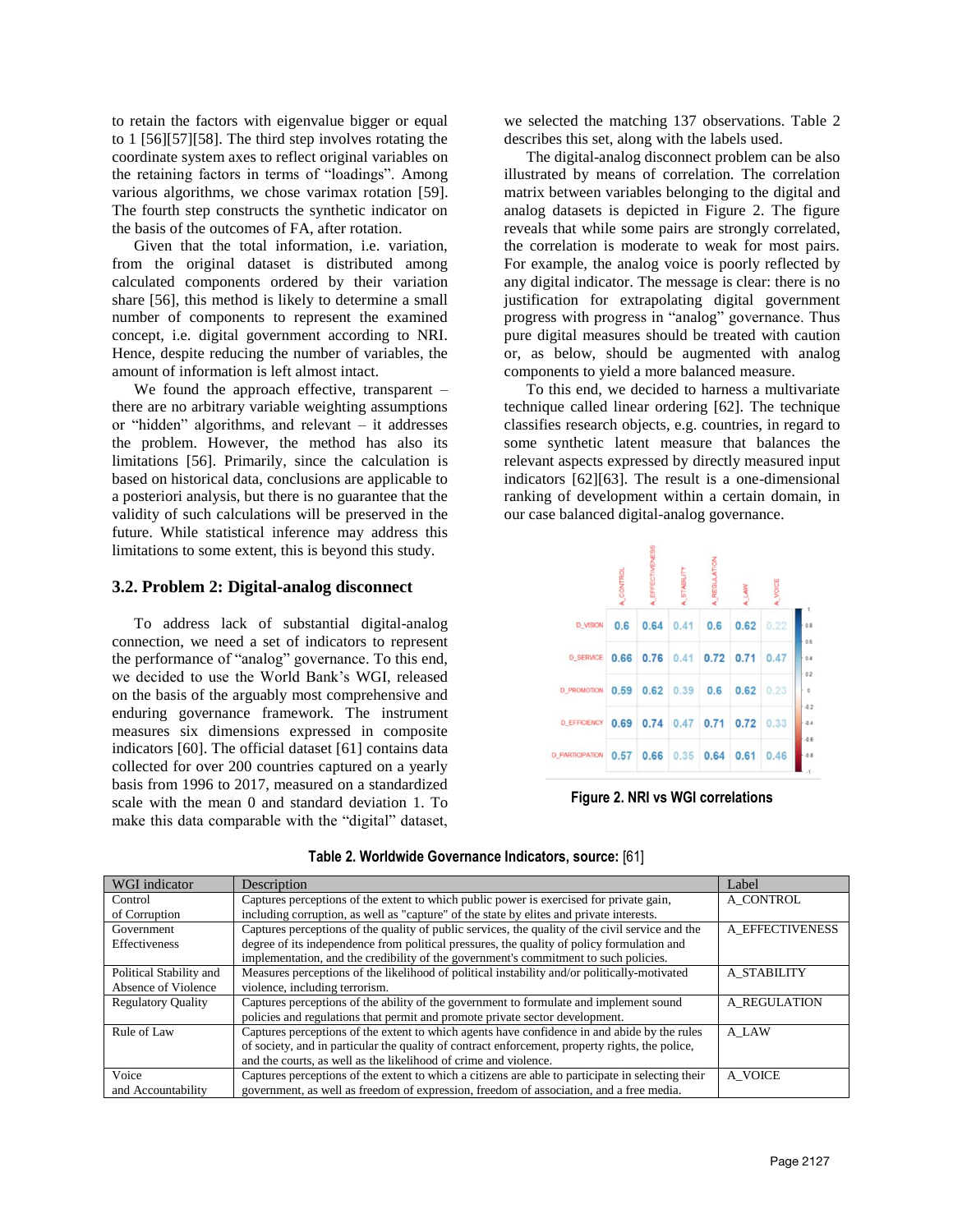to retain the factors with eigenvalue bigger or equal to 1 [56][57][58]. The third step involves rotating the coordinate system axes to reflect original variables on the retaining factors in terms of "loadings". Among various algorithms, we chose varimax rotation [59]. The fourth step constructs the synthetic indicator on the basis of the outcomes of FA, after rotation.

Given that the total information, i.e. variation, from the original dataset is distributed among calculated components ordered by their variation share [56], this method is likely to determine a small number of components to represent the examined concept, i.e. digital government according to NRI. Hence, despite reducing the number of variables, the amount of information is left almost intact.

We found the approach effective, transparent – there are no arbitrary variable weighting assumptions or "hidden" algorithms, and relevant – it addresses the problem. However, the method has also its limitations [56]. Primarily, since the calculation is based on historical data, conclusions are applicable to a posteriori analysis, but there is no guarantee that the validity of such calculations will be preserved in the future. While statistical inference may address this limitations to some extent, this is beyond this study.

### 3.2. Problem 2: Digital-analog disconnect

To address lack of substantial digital-analog connection, we need a set of indicators to represent the performance of "analog" governance. To this end, we decided to use the World Bank's WGI, released on the basis of the arguably most comprehensive and enduring governance framework. The instrument measures six dimensions expressed in composite indicators [60]. The official dataset [61] contains data collected for over 200 countries captured on a yearly basis from 1996 to 2017, measured on a standardized scale with the mean 0 and standard deviation 1. To make this data comparable with the "digital" dataset, we selected the matching 137 observations. Table 2 describes this set, along with the labels used.

The digital-analog disconnect problem can be also illustrated by means of correlation. The correlation matrix between variables belonging to the digital and analog datasets is depicted in Figure 2. The figure reveals that while some pairs are strongly correlated, the correlation is moderate to weak for most pairs. For example, the analog voice is poorly reflected by any digital indicator. The message is clear: there is no justification for extrapolating digital government progress with progress in "analog" governance. Thus pure digital measures should be treated with caution or, as below, should be augmented with analog components to yield a more balanced measure.

To this end, we decided to harness a multivariate technique called linear ordering [62]. The technique classifies research objects, e.g. countries, in regard to some synthetic latent measure that balances the relevant aspects expressed by directly measured input indicators [62][63]. The result is a one-dimensional ranking of development within a certain domain, in our case balanced digital-analog governance.

| | A_CONTROL | A_EFFECTIVENESS | A_STABILITY | A_REGULATION | A_LAW | A_VOICE |
|---|---|---|---|---|---|---|
| D_VISION | 0.6 | 0.64 | 0.41 | 0.6 | 0.62 | 0.22 |
| D_SERVICE | 0.66 | 0.76 | 0.41 | 0.72 | 0.71 | 0.47 |
| D_PROMOTION | 0.59 | 0.62 | 0.39 | 0.6 | 0.62 | 0.23 |
| D_EFFICIENCY | 0.69 | 0.74 | 0.47 | 0.71 | 0.72 | 0.33 |
| D_PARTICIPATION | 0.57 | 0.66 | 0.35 | 0.64 | 0.61 | 0.46 |

**Figure 2. NRI vs WGI correlations**

**Table 2. Worldwide Governance Indicators, source:** [61]

| WGI indicator | Description | Label |
|---|---|---|
| Control of Corruption | Captures perceptions of the extent to which public power is exercised for private gain, including corruption, as well as "capture" of the state by elites and private interests. | A_CONTROL |
| Government Effectiveness | Captures perceptions of the quality of public services, the quality of the civil service and the degree of its independence from political pressures, the quality of policy formulation and implementation, and the credibility of the government's commitment to such policies. | A_EFFECTIVENESS |
| Political Stability and Absence of Violence | Measures perceptions of the likelihood of political instability and/or politically-motivated violence, including terrorism. | A_STABILITY |
| Regulatory Quality | Captures perceptions of the ability of the government to formulate and implement sound policies and regulations that permit and promote private sector development. | A_REGULATION |
| Rule of Law | Captures perceptions of the extent to which agents have confidence in and abide by the rules of society, and in particular the quality of contract enforcement, property rights, the police, and the courts, as well as the likelihood of crime and violence. | A_LAW |
| Voice and Accountability | Captures perceptions of the extent to which a citizens are able to participate in selecting their government, as well as freedom of expression, freedom of association, and a free media. | A_VOICE |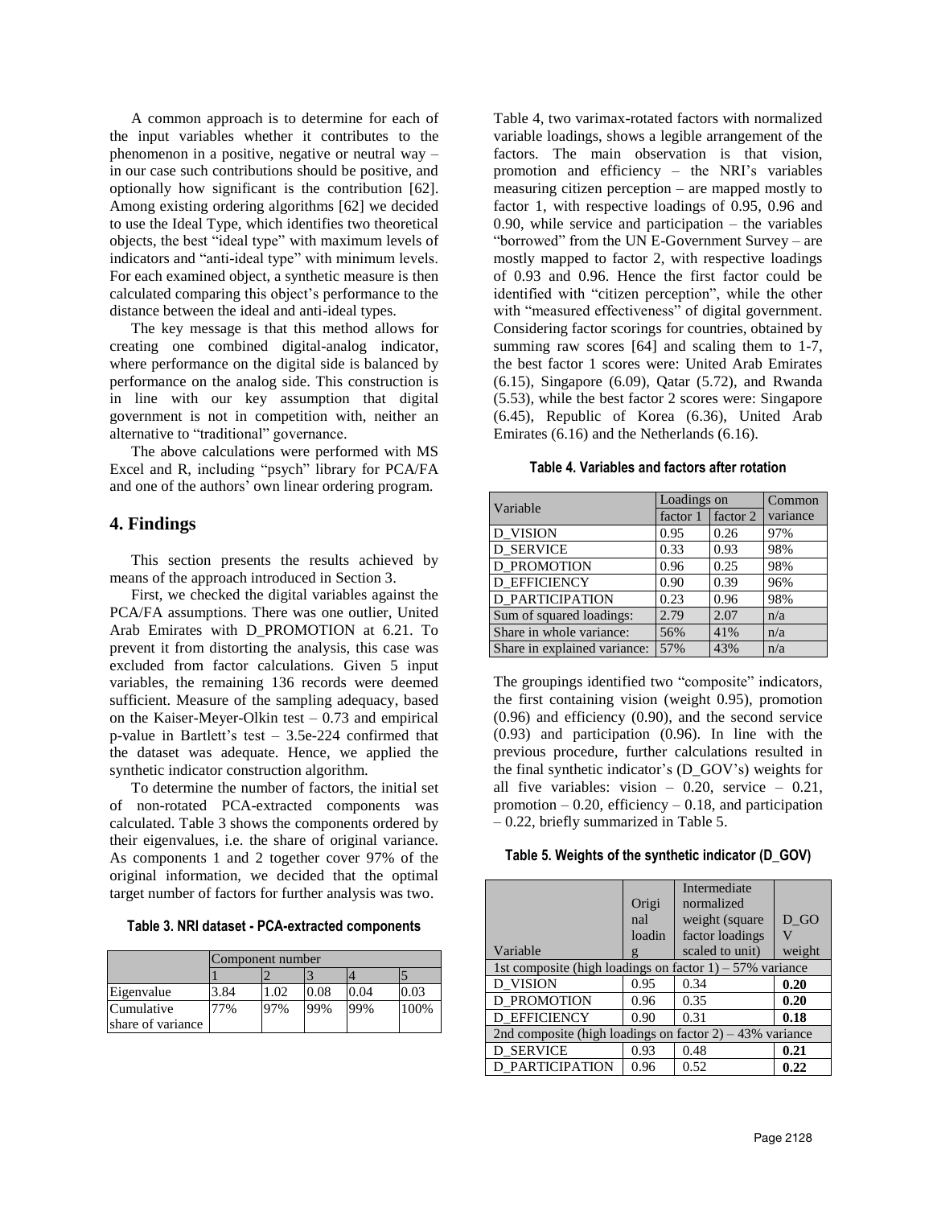A common approach is to determine for each of the input variables whether it contributes to the phenomenon in a positive, negative or neutral way – in our case such contributions should be positive, and optionally how significant is the contribution [62]. Among existing ordering algorithms [62] we decided to use the Ideal Type, which identifies two theoretical objects, the best "ideal type" with maximum levels of indicators and "anti-ideal type" with minimum levels. For each examined object, a synthetic measure is then calculated comparing this object's performance to the distance between the ideal and anti-ideal types.

The key message is that this method allows for creating one combined digital-analog indicator, where performance on the digital side is balanced by performance on the analog side. This construction is in line with our key assumption that digital government is not in competition with, neither an alternative to "traditional" governance.

The above calculations were performed with MS Excel and R, including "psych" library for PCA/FA and one of the authors' own linear ordering program.

## 4. Findings

This section presents the results achieved by means of the approach introduced in Section 3.

First, we checked the digital variables against the PCA/FA assumptions. There was one outlier, United Arab Emirates with D_PROMOTION at 6.21. To prevent it from distorting the analysis, this case was excluded from factor calculations. Given 5 input variables, the remaining 136 records were deemed sufficient. Measure of the sampling adequacy, based on the Kaiser-Meyer-Olkin test – 0.73 and empirical p-value in Bartlett's test – 3.5e-224 confirmed that the dataset was adequate. Hence, we applied the synthetic indicator construction algorithm.

To determine the number of factors, the initial set of non-rotated PCA-extracted components was calculated. Table 3 shows the components ordered by their eigenvalues, i.e. the share of original variance. As components 1 and 2 together cover 97% of the original information, we decided that the optimal target number of factors for further analysis was two.

**Table 3. NRI dataset - PCA-extracted components**

| | Component number | | | | |
|---|---|---|---|---|---|
| | 1 | 2 | 3 | 4 | 5 |
| Eigenvalue | 3.84 | 1.02 | 0.08 | 0.04 | 0.03 |
| Cumulative share of variance | 77% | 97% | 99% | 99% | 100% |

Table 4, two varimax-rotated factors with normalized variable loadings, shows a legible arrangement of the factors. The main observation is that vision, promotion and efficiency – the NRI's variables measuring citizen perception – are mapped mostly to factor 1, with respective loadings of 0.95, 0.96 and 0.90, while service and participation – the variables "borrowed" from the UN E-Government Survey – are mostly mapped to factor 2, with respective loadings of 0.93 and 0.96. Hence the first factor could be identified with "citizen perception", while the other with "measured effectiveness" of digital government. Considering factor scorings for countries, obtained by summing raw scores [64] and scaling them to 1-7, the best factor 1 scores were: United Arab Emirates (6.15), Singapore (6.09), Qatar (5.72), and Rwanda (5.53), while the best factor 2 scores were: Singapore (6.45), Republic of Korea (6.36), United Arab Emirates (6.16) and the Netherlands (6.16).

**Table 4. Variables and factors after rotation**

| Variable | Loadings on | | Common variance |
|---|---|---|---|
| | factor 1 | factor 2 | |
| D_VISION | 0.95 | 0.26 | 97% |
| D_SERVICE | 0.33 | 0.93 | 98% |
| D_PROMOTION | 0.96 | 0.25 | 98% |
| D_EFFICIENCY | 0.90 | 0.39 | 96% |
| D_PARTICIPATION | 0.23 | 0.96 | 98% |
| Sum of squared loadings: | 2.79 | 2.07 | n/a |
| Share in whole variance: | 56% | 41% | n/a |
| Share in explained variance: | 57% | 43% | n/a |

The groupings identified two "composite" indicators, the first containing vision (weight 0.95), promotion (0.96) and efficiency (0.90), and the second service (0.93) and participation (0.96). In line with the previous procedure, further calculations resulted in the final synthetic indicator's (D_GOV's) weights for all five variables: vision – 0.20, service – 0.21, promotion – 0.20, efficiency – 0.18, and participation – 0.22, briefly summarized in Table 5.

**Table 5. Weights of the synthetic indicator (D_GOV)**

| Variable | Original loading | Intermediate normalized weight (square factor loadings scaled to unit) | D_GOV weight |
|---|---|---|---|
| 1st composite (high loadings on factor 1) – 57% variance | | | |
| D_VISION | 0.95 | 0.34 | **0.20** |
| D_PROMOTION | 0.96 | 0.35 | **0.20** |
| D_EFFICIENCY | 0.90 | 0.31 | **0.18** |
| 2nd composite (high loadings on factor 2) – 43% variance | | | |
| D_SERVICE | 0.93 | 0.48 | **0.21** |
| D_PARTICIPATION | 0.96 | 0.52 | **0.22** |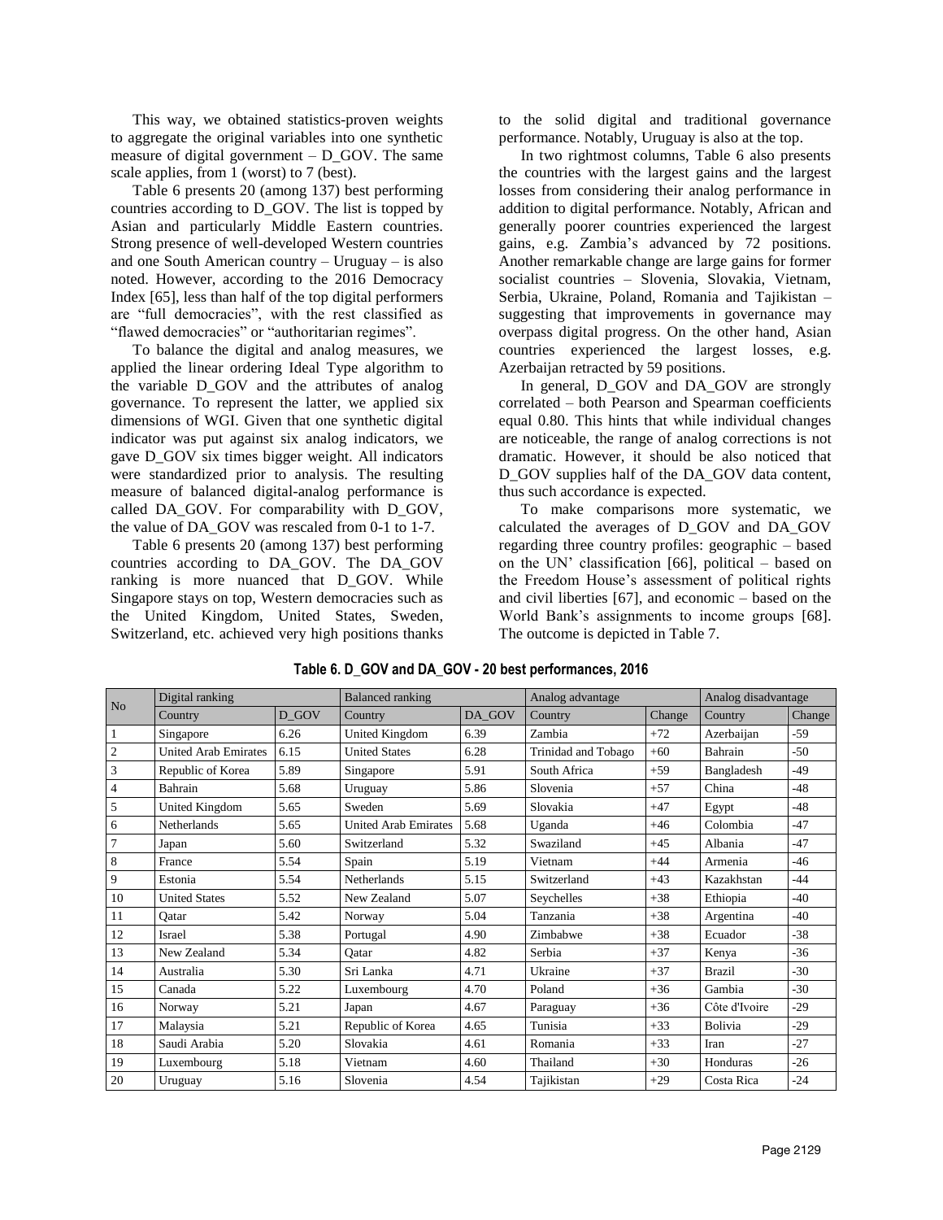This way, we obtained statistics-proven weights to aggregate the original variables into one synthetic measure of digital government – D_GOV. The same scale applies, from 1 (worst) to 7 (best).

Table 6 presents 20 (among 137) best performing countries according to D_GOV. The list is topped by Asian and particularly Middle Eastern countries. Strong presence of well-developed Western countries and one South American country – Uruguay – is also noted. However, according to the 2016 Democracy Index [65], less than half of the top digital performers are "full democracies", with the rest classified as "flawed democracies" or "authoritarian regimes".

To balance the digital and analog measures, we applied the linear ordering Ideal Type algorithm to the variable D_GOV and the attributes of analog governance. To represent the latter, we applied six dimensions of WGI. Given that one synthetic digital indicator was put against six analog indicators, we gave D_GOV six times bigger weight. All indicators were standardized prior to analysis. The resulting measure of balanced digital-analog performance is called DA_GOV. For comparability with D_GOV, the value of DA_GOV was rescaled from 0-1 to 1-7.

Table 6 presents 20 (among 137) best performing countries according to DA_GOV. The DA_GOV ranking is more nuanced that D_GOV. While Singapore stays on top, Western democracies such as the United Kingdom, United States, Sweden, Switzerland, etc. achieved very high positions thanks to the solid digital and traditional governance performance. Notably, Uruguay is also at the top.

In two rightmost columns, Table 6 also presents the countries with the largest gains and the largest losses from considering their analog performance in addition to digital performance. Notably, African and generally poorer countries experienced the largest gains, e.g. Zambia's advanced by 72 positions. Another remarkable change are large gains for former socialist countries – Slovenia, Slovakia, Vietnam, Serbia, Ukraine, Poland, Romania and Tajikistan – suggesting that improvements in governance may overpass digital progress. On the other hand, Asian countries experienced the largest losses, e.g. Azerbaijan retracted by 59 positions.

In general, D_GOV and DA_GOV are strongly correlated – both Pearson and Spearman coefficients equal 0.80. This hints that while individual changes are noticeable, the range of analog corrections is not dramatic. However, it should be also noticed that D_GOV supplies half of the DA_GOV data content, thus such accordance is expected.

To make comparisons more systematic, we calculated the averages of D_GOV and DA_GOV regarding three country profiles: geographic – based on the UN' classification [66], political – based on the Freedom House's assessment of political rights and civil liberties [67], and economic – based on the World Bank's assignments to income groups [68]. The outcome is depicted in Table 7.

**Table 6. D_GOV and DA_GOV - 20 best performances, 2016**

| No | Digital ranking | | Balanced ranking | | Analog advantage | | Analog disadvantage | |
|---|---|---|---|---|---|---|---|---|
| | Country | D_GOV | Country | DA_GOV | Country | Change | Country | Change |
| 1 | Singapore | 6.26 | United Kingdom | 6.39 | Zambia | +72 | Azerbaijan | -59 |
| 2 | United Arab Emirates | 6.15 | The United States | 6.28 | Trinidad and Tobago | +60 | Bahrain | -50 |
| 3 | Republic of Korea | 5.89 | Singapore | 5.91 | South Africa | +59 | Bangladesh | -49 |
| 4 | Bahrain | 5.68 | Uruguay | 5.86 | Slovenia | +57 | China | -48 |
| 5 | United Kingdom | 5.65 | Sweden | 5.69 | Slovakia | +47 | Egypt | -48 |
| 6 | Netherlands | 5.65 | United Arab Emirates | 5.68 | Uganda | +46 | Colombia | -47 |
| 7 | Japan | 5.60 | Switzerland | 5.32 | Swaziland | +45 | Albania | -47 |
| 8 | France | 5.54 | Spain | 5.19 | Vietnam | +44 | Armenia | -46 |
| 9 | Estonia | 5.54 | Netherlands | 5.15 | Switzerland | +43 | Kazakhstan | -44 |
| 10 | United States | 5.52 | New Zealand | 5.07 | Seychelles | +38 | Ethiopia | -40 |
| 11 | Qatar | 5.42 | Norway | 5.04 | Tanzania | +38 | Argentina | -40 |
| 12 | Israel | 5.38 | Portugal | 4.90 | Zimbabwe | +38 | Ecuador | -38 |
| 13 | New Zealand | 5.34 | Qatar | 4.82 | Serbia | +37 | Kenya | -36 |
| 14 | Australia | 5.30 | Sri Lanka | 4.71 | Ukraine | +37 | Brazil | -30 |
| 15 | Canada | 5.22 | Luxembourg | 4.70 | Poland | +36 | Gambia | -30 |
| 16 | Norway | 5.21 | Japan | 4.67 | Paraguay | +36 | Côte d'Ivoire | -29 |
| 17 | Malaysia | 5.21 | Republic of Korea | 4.65 | Tunisia | +33 | Bolivia | -29 |
| 18 | Saudi Arabia | 5.20 | Slovakia | 4.61 | Romania | +33 | Iran | -27 |
| 19 | Luxembourg | 5.18 | Vietnam | 4.60 | Thailand | +30 | Honduras | -26 |
| 20 | Uruguay | 5.16 | Slovenia | 4.54 | Tajikistan | +29 | Costa Rica | -24 |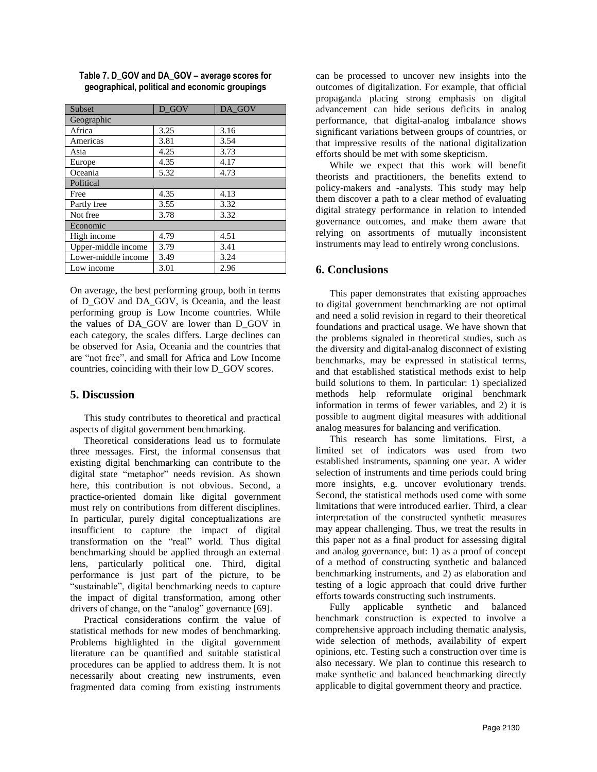**Table 7. D_GOV and DA_GOV – average scores for geographical, political and economic groupings**

| Subset | D_GOV | DA_GOV |
|---|---|---|
| Geographic | | |
| Africa | 3.25 | 3.16 |
| Americas | 3.81 | 3.54 |
| Asia | 4.25 | 3.73 |
| Europe | 4.35 | 4.17 |
| Oceania | 5.32 | 4.73 |
| Political | | |
| Free | 4.35 | 4.13 |
| Partly free | 3.55 | 3.32 |
| Not free | 3.78 | 3.32 |
| Economic | | |
| High income | 4.79 | 4.51 |
| Upper-middle income | 3.79 | 3.41 |
| Lower-middle income | 3.49 | 3.24 |
| Low income | 3.01 | 2.96 |

On average, the best performing group, both in terms of D_GOV and DA_GOV, is Oceania, and the least performing group is Low Income countries. While the values of DA_GOV are lower than D_GOV in each category, the scales differs. Large declines can be observed for Asia, Oceania and the countries that are "not free", and small for Africa and Low Income countries, coinciding with their low D_GOV scores.

## 5. Discussion

This study contributes to theoretical and practical aspects of digital government benchmarking.

Theoretical considerations lead us to formulate three messages. First, the informal consensus that existing digital benchmarking can contribute to the digital state "metaphor" needs revision. As shown here, this contribution is not obvious. Second, a practice-oriented domain like digital government must rely on contributions from different disciplines. In particular, purely digital conceptualizations are insufficient to capture the impact of digital transformation on the "real" world. Thus digital benchmarking should be applied through an external lens, particularly political one. Third, digital performance is just part of the picture, to be "sustainable", digital benchmarking needs to capture the impact of digital transformation, among other drivers of change, on the "analog" governance [69].

Practical considerations confirm the value of statistical methods for new modes of benchmarking. Problems highlighted in the digital government literature can be quantified and suitable statistical procedures can be applied to address them. It is not necessarily about creating new instruments, even fragmented data coming from existing instruments can be processed to uncover new insights into the outcomes of digitalization. For example, that official propaganda placing strong emphasis on digital advancement can hide serious deficits in analog performance, that digital-analog imbalance shows significant variations between groups of countries, or that impressive results of the national digitalization efforts should be met with some skepticism.

While we expect that this work will benefit theorists and practitioners, the benefits extend to policy-makers and -analysts. This study may help them discover a path to a clear method of evaluating digital strategy performance in relation to intended governance outcomes, and make them aware that relying on assortments of mutually inconsistent instruments may lead to entirely wrong conclusions.

## 6. Conclusions

This paper demonstrates that existing approaches to digital government benchmarking are not optimal and need a solid revision in regard to their theoretical foundations and practical usage. We have shown that the problems signaled in theoretical studies, such as the diversity and digital-analog disconnect of existing benchmarks, may be expressed in statistical terms, and that established statistical methods exist to help build solutions to them. In particular: 1) specialized methods help reformulate original benchmark information in terms of fewer variables, and 2) it is possible to augment digital measures with additional analog measures for balancing and verification.

This research has some limitations. First, a limited set of indicators was used from two established instruments, spanning one year. A wider selection of instruments and time periods could bring more insights, e.g. uncover evolutionary trends. Second, the statistical methods used come with some limitations that were introduced earlier. Third, a clear interpretation of the constructed synthetic measures may appear challenging. Thus, we treat the results in this paper not as a final product for assessing digital and analog governance, but: 1) as a proof of concept of a method of constructing synthetic and balanced benchmarking instruments, and 2) as elaboration and testing of a logic approach that could drive further efforts towards constructing such instruments.

Fully applicable synthetic and balanced benchmark construction is expected to involve a comprehensive approach including thematic analysis, wide selection of methods, availability of expert opinions, etc. Testing such a construction over time is also necessary. We plan to continue this research to make synthetic and balanced benchmarking directly applicable to digital government theory and practice.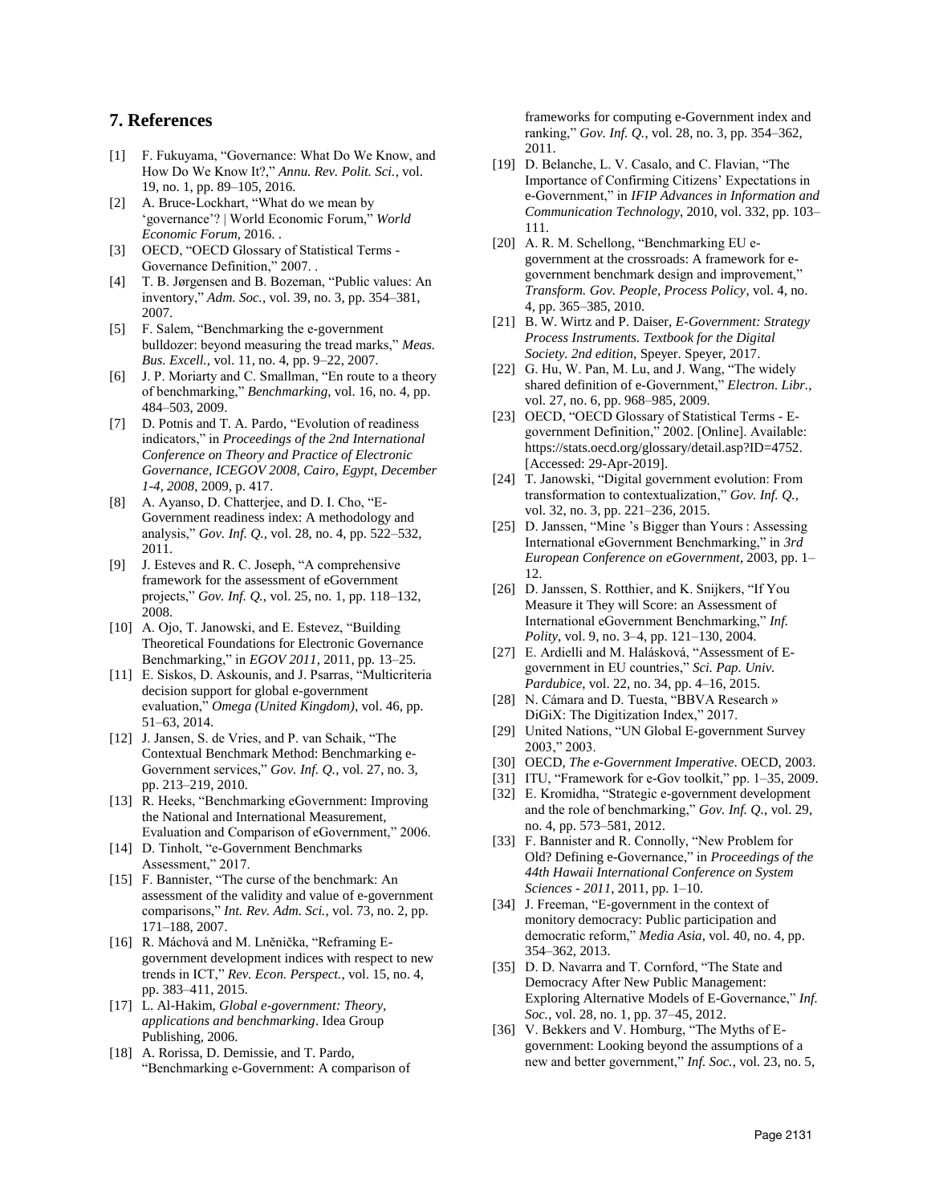## 7. References

[1] F. Fukuyama, "Governance: What Do We Know, and How Do We Know It?," *Annu. Rev. Polit. Sci.*, vol. 19, no. 1, pp. 89–105, 2016.

[2] A. Bruce-Lockhart, "What do we mean by 'governance'? | World Economic Forum," *World Economic Forum*, 2016. .

[3] OECD, "OECD Glossary of Statistical Terms - Governance Definition," 2007. .

[4] T. B. Jørgensen and B. Bozeman, "Public values: An inventory," *Adm. Soc.*, vol. 39, no. 3, pp. 354–381, 2007.

[5] F. Salem, "Benchmarking the e-government bulldozer: beyond measuring the tread marks," *Meas. Bus. Excell.*, vol. 11, no. 4, pp. 9–22, 2007.

[6] J. P. Moriarty and C. Smallman, "En route to a theory of benchmarking," *Benchmarking*, vol. 16, no. 4, pp. 484–503, 2009.

[7] D. Potnis and T. A. Pardo, "Evolution of readiness indicators," in *Proceedings of the 2nd International Conference on Theory and Practice of Electronic Governance, ICEGOV 2008, Cairo, Egypt, December 1-4, 2008*, 2009, p. 417.

[8] A. Ayanso, D. Chatterjee, and D. I. Cho, "E-Government readiness index: A methodology and analysis," *Gov. Inf. Q.*, vol. 28, no. 4, pp. 522–532, 2011.

[9] J. Esteves and R. C. Joseph, "A comprehensive framework for the assessment of eGovernment projects," *Gov. Inf. Q.*, vol. 25, no. 1, pp. 118–132, 2008.

[10] A. Ojo, T. Janowski, and E. Estevez, "Building Theoretical Foundations for Electronic Governance Benchmarking," in *EGOV 2011*, 2011, pp. 13–25.

[11] E. Siskos, D. Askounis, and J. Psarras, "Multicriteria decision support for global e-government evaluation," *Omega (United Kingdom)*, vol. 46, pp. 51–63, 2014.

[12] J. Jansen, S. de Vries, and P. van Schaik, "The Contextual Benchmark Method: Benchmarking e-Government services," *Gov. Inf. Q.*, vol. 27, no. 3, pp. 213–219, 2010.

[13] R. Heeks, "Benchmarking eGovernment: Improving the National and International Measurement, Evaluation and Comparison of eGovernment," 2006.

[14] D. Tinholt, "e-Government Benchmarks Assessment," 2017.

[15] F. Bannister, "The curse of the benchmark: An assessment of the validity and value of e-government comparisons," *Int. Rev. Adm. Sci.*, vol. 73, no. 2, pp. 171–188, 2007.

[16] R. Máchová and M. Lněnička, "Reframing E-government development indices with respect to new trends in ICT," *Rev. Econ. Perspect.*, vol. 15, no. 4, pp. 383–411, 2015.

[17] L. Al-Hakim, *Global e-government: Theory, applications and benchmarking*. Idea Group Publishing, 2006.

[18] A. Rorissa, D. Demissie, and T. Pardo, "Benchmarking e-Government: A comparison of frameworks for computing e-Government index and ranking," *Gov. Inf. Q.*, vol. 28, no. 3, pp. 354–362, 2011.

[19] D. Belanche, L. V. Casalo, and C. Flavian, "The Importance of Confirming Citizens' Expectations in e-Government," in *IFIP Advances in Information and Communication Technology*, 2010, vol. 332, pp. 103–111.

[20] A. R. M. Schellong, "Benchmarking EU e-government at the crossroads: A framework for e-government benchmark design and improvement," *Transform. Gov. People, Process Policy*, vol. 4, no. 4, pp. 365–385, 2010.

[21] B. W. Wirtz and P. Daiser, *E-Government: Strategy Process Instruments. Textbook for the Digital Society. 2nd edition*, Speyer. Speyer, 2017.

[22] G. Hu, W. Pan, M. Lu, and J. Wang, "The widely shared definition of e-Government," *Electron. Libr.*, vol. 27, no. 6, pp. 968–985, 2009.

[23] OECD, "OECD Glossary of Statistical Terms - E-government Definition," 2002. [Online]. Available: https://stats.oecd.org/glossary/detail.asp?ID=4752. [Accessed: 29-Apr-2019].

[24] T. Janowski, "Digital government evolution: From transformation to contextualization," *Gov. Inf. Q.*, vol. 32, no. 3, pp. 221–236, 2015.

[25] D. Janssen, "Mine 's Bigger than Yours : Assessing International eGovernment Benchmarking," in *3rd European Conference on eGovernment*, 2003, pp. 1–12.

[26] D. Janssen, S. Rotthier, and K. Snijkers, "If You Measure it They will Score: an Assessment of International eGovernment Benchmarking," *Inf. Polity*, vol. 9, no. 3–4, pp. 121–130, 2004.

[27] E. Ardielli and M. Halásková, "Assessment of E-government in EU countries," *Sci. Pap. Univ. Pardubice*, vol. 22, no. 34, pp. 4–16, 2015.

[28] N. Cámara and D. Tuesta, "BBVA Research » DiGiX: The Digitization Index," 2017.

[29] United Nations, "UN Global E-government Survey 2003," 2003.

[30] OECD, *The e-Government Imperative*. OECD, 2003.

[31] ITU, "Framework for e-Gov toolkit," pp. 1–35, 2009.

[32] E. Kromidha, "Strategic e-government development and the role of benchmarking," *Gov. Inf. Q.*, vol. 29, no. 4, pp. 573–581, 2012.

[33] F. Bannister and R. Connolly, "New Problem for Old? Defining e-Governance," in *Proceedings of the 44th Hawaii International Conference on System Sciences - 2011*, 2011, pp. 1–10.

[34] J. Freeman, "E-government in the context of monitory democracy: Public participation and democratic reform," *Media Asia*, vol. 40, no. 4, pp. 354–362, 2013.

[35] D. D. Navarra and T. Cornford, "The State and Democracy After New Public Management: Exploring Alternative Models of E-Governance," *Inf. Soc.*, vol. 28, no. 1, pp. 37–45, 2012.

[36] V. Bekkers and V. Homburg, "The Myths of E-government: Looking beyond the assumptions of a new and better government," *Inf. Soc.*, vol. 23, no. 5,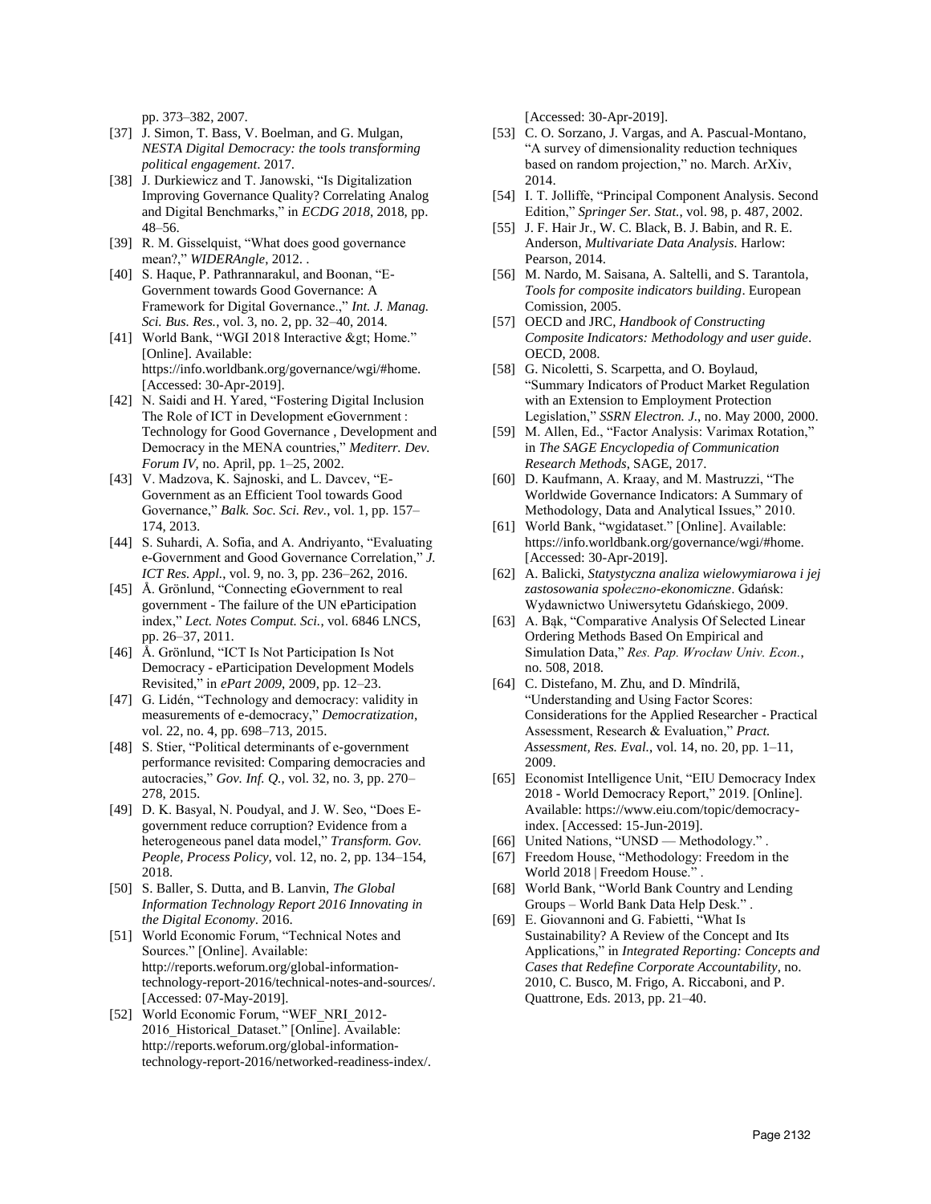pp. 373–382, 2007.

[37] J. Simon, T. Bass, V. Boelman, and G. Mulgan, *NESTA Digital Democracy: the tools transforming political engagement*. 2017.

[38] J. Durkiewicz and T. Janowski, "Is Digitalization Improving Governance Quality? Correlating Analog and Digital Benchmarks," in *ECDG 2018*, 2018, pp. 48–56.

[39] R. M. Gisselquist, "What does good governance mean?," *WIDERAngle*, 2012. .

[40] S. Haque, P. Pathrannarakul, and Boonan, "E-Government towards Good Governance: A Framework for Digital Governance.," *Int. J. Manag. Sci. Bus. Res.*, vol. 3, no. 2, pp. 32–40, 2014.

[41] World Bank, "WGI 2018 Interactive &gt; Home." [Online]. Available: https://info.worldbank.org/governance/wgi/#home. [Accessed: 30-Apr-2019].

[42] N. Saidi and H. Yared, "Fostering Digital Inclusion The Role of ICT in Development eGovernment : Technology for Good Governance , Development and Democracy in the MENA countries," *Mediterr. Dev. Forum IV*, no. April, pp. 1–25, 2002.

[43] V. Madzova, K. Sajnoski, and L. Davcev, "E-Government as an Efficient Tool towards Good Governance," *Balk. Soc. Sci. Rev.*, vol. 1, pp. 157–174, 2013.

[44] S. Suhardi, A. Sofia, and A. Andriyanto, "Evaluating e-Government and Good Governance Correlation," *J. ICT Res. Appl.*, vol. 9, no. 3, pp. 236–262, 2016.

[45] Å. Grönlund, "Connecting eGovernment to real government - The failure of the UN eParticipation index," *Lect. Notes Comput. Sci.*, vol. 6846 LNCS, pp. 26–37, 2011.

[46] Å. Grönlund, "ICT Is Not Participation Is Not Democracy - eParticipation Development Models Revisited," in *ePart 2009*, 2009, pp. 12–23.

[47] G. Lidén, "Technology and democracy: validity in measurements of e-democracy," *Democratization*, vol. 22, no. 4, pp. 698–713, 2015.

[48] S. Stier, "Political determinants of e-government performance revisited: Comparing democracies and autocracies," *Gov. Inf. Q.*, vol. 32, no. 3, pp. 270–278, 2015.

[49] D. K. Basyal, N. Poudyal, and J. W. Seo, "Does E-government reduce corruption? Evidence from a heterogeneous panel data model," *Transform. Gov. People, Process Policy*, vol. 12, no. 2, pp. 134–154, 2018.

[50] S. Baller, S. Dutta, and B. Lanvin, *The Global Information Technology Report 2016 Innovating in the Digital Economy*. 2016.

[51] World Economic Forum, "Technical Notes and Sources." [Online]. Available: http://reports.weforum.org/global-information-technology-report-2016/technical-notes-and-sources/. [Accessed: 07-May-2019].

[52] World Economic Forum, "WEF_NRI_2012-2016_Historical_Dataset." [Online]. Available: http://reports.weforum.org/global-information-technology-report-2016/networked-readiness-index/. [Accessed: 30-Apr-2019].

[53] C. O. Sorzano, J. Vargas, and A. Pascual-Montano, "A survey of dimensionality reduction techniques based on random projection," no. March. ArXiv, 2014.

[54] I. T. Jolliffe, "Principal Component Analysis. Second Edition," *Springer Ser. Stat.*, vol. 98, p. 487, 2002.

[55] J. F. Hair Jr., W. C. Black, B. J. Babin, and R. E. Anderson, *Multivariate Data Analysis.* Harlow: Pearson, 2014.

[56] M. Nardo, M. Saisana, A. Saltelli, and S. Tarantola, *Tools for composite indicators building*. European Comission, 2005.

[57] OECD and JRC, *Handbook of Constructing Composite Indicators: Methodology and user guide*. OECD, 2008.

[58] G. Nicoletti, S. Scarpetta, and O. Boylaud, "Summary Indicators of Product Market Regulation with an Extension to Employment Protection Legislation," *SSRN Electron. J.*, no. May 2000, 2000.

[59] M. Allen, Ed., "Factor Analysis: Varimax Rotation," in *The SAGE Encyclopedia of Communication Research Methods*, SAGE, 2017.

[60] D. Kaufmann, A. Kraay, and M. Mastruzzi, "The Worldwide Governance Indicators: A Summary of Methodology, Data and Analytical Issues," 2010.

[61] World Bank, "wgidataset." [Online]. Available: https://info.worldbank.org/governance/wgi/#home. [Accessed: 30-Apr-2019].

[62] A. Balicki, *Statystyczna analiza wielowymiarowa i jej zastosowania społeczno-ekonomiczne*. Gdańsk: Wydawnictwo Uniwersytetu Gdańskiego, 2009.

[63] A. Bąk, "Comparative Analysis Of Selected Linear Ordering Methods Based On Empirical and Simulation Data," *Res. Pap. Wrocław Univ. Econ.*, no. 508, 2018.

[64] C. Distefano, M. Zhu, and D. Mîndrilă, "Understanding and Using Factor Scores: Considerations for the Applied Researcher - Practical Assessment, Research & Evaluation," *Pract. Assessment, Res. Eval.*, vol. 14, no. 20, pp. 1–11, 2009.

[65] Economist Intelligence Unit, "EIU Democracy Index 2018 - World Democracy Report," 2019. [Online]. Available: https://www.eiu.com/topic/democracy-index. [Accessed: 15-Jun-2019].

[66] United Nations, "UNSD — Methodology." .

[67] Freedom House, "Methodology: Freedom in the World 2018 | Freedom House." .

[68] World Bank, "World Bank Country and Lending Groups – World Bank Data Help Desk." .

[69] E. Giovannoni and G. Fabietti, "What Is Sustainability? A Review of the Concept and Its Applications," in *Integrated Reporting: Concepts and Cases that Redefine Corporate Accountability*, no. 2010, C. Busco, M. Frigo, A. Riccaboni, and P. Quattrone, Eds. 2013, pp. 21–40.